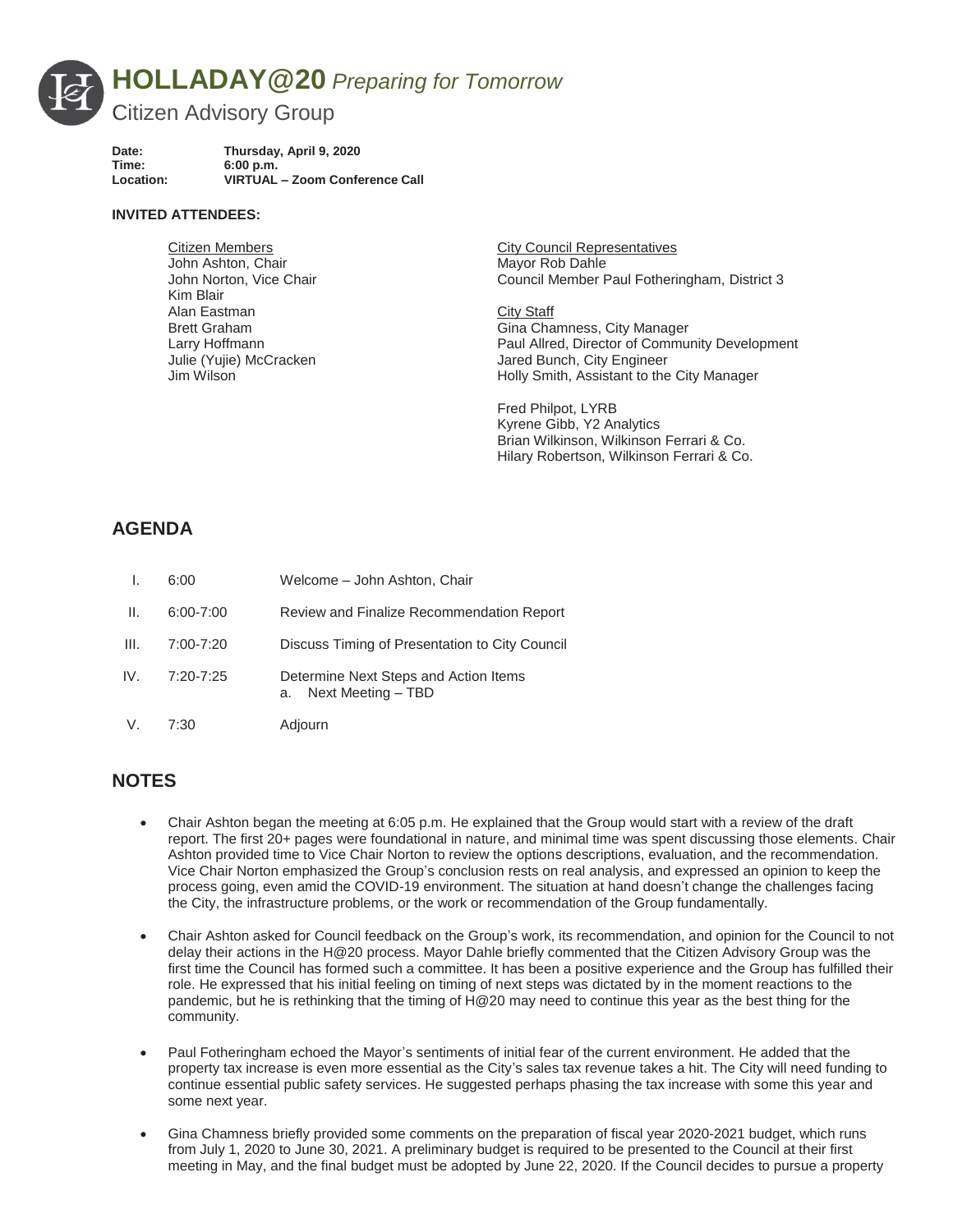# **HOLLADAY@20** *Preparing for Tomorrow*

Citizen Advisory Group

**Date:** Thursday, April 9, 2020
**Time:** 6:00 p.m.
**Location:** VIRTUAL – Zoom Conference Call

**INVITED ATTENDEES:**

Citizen Members
John Ashton, Chair
John Norton, Vice Chair
Kim Blair
Alan Eastman
Brett Graham
Larry Hoffmann
Julie (Yujie) McCracken
Jim Wilson

City Council Representatives
Mayor Rob Dahle
Council Member Paul Fotheringham, District 3

City Staff
Gina Chamness, City Manager
Paul Allred, Director of Community Development
Jared Bunch, City Engineer
Holly Smith, Assistant to the City Manager

Fred Philpot, LYRB
Kyrene Gibb, Y2 Analytics
Brian Wilkinson, Wilkinson Ferrari & Co.
Hilary Robertson, Wilkinson Ferrari & Co.

## AGENDA

| | | |
|---|---|---|
| I. | 6:00 | Welcome – John Ashton, Chair |
| II. | 6:00-7:00 | Review and Finalize Recommendation Report |
| III. | 7:00-7:20 | Discuss Timing of Presentation to City Council |
| IV. | 7:20-7:25 | Determine Next Steps and Action Items<br>a. Next Meeting – TBD |
| V. | 7:30 | Adjourn |

## NOTES

- Chair Ashton began the meeting at 6:05 p.m. He explained that the Group would start with a review of the draft report. The first 20+ pages were foundational in nature, and minimal time was spent discussing those elements. Chair Ashton provided time to Vice Chair Norton to review the options descriptions, evaluation, and the recommendation. Vice Chair Norton emphasized the Group's conclusion rests on real analysis, and expressed an opinion to keep the process going, even amid the COVID-19 environment. The situation at hand doesn't change the challenges facing the City, the infrastructure problems, or the work or recommendation of the Group fundamentally.

- Chair Ashton asked for Council feedback on the Group's work, its recommendation, and opinion for the Council to not delay their actions in the H@20 process. Mayor Dahle briefly commented that the Citizen Advisory Group was the first time the Council has formed such a committee. It has been a positive experience and the Group has fulfilled their role. He expressed that his initial feeling on timing of next steps was dictated by in the moment reactions to the pandemic, but he is rethinking that the timing of H@20 may need to continue this year as the best thing for the community.

- Paul Fotheringham echoed the Mayor's sentiments of initial fear of the current environment. He added that the property tax increase is even more essential as the City's sales tax revenue takes a hit. The City will need funding to continue essential public safety services. He suggested perhaps phasing the tax increase with some this year and some next year.

- Gina Chamness briefly provided some comments on the preparation of fiscal year 2020-2021 budget, which runs from July 1, 2020 to June 30, 2021. A preliminary budget is required to be presented to the Council at their first meeting in May, and the final budget must be adopted by June 22, 2020. If the Council decides to pursue a property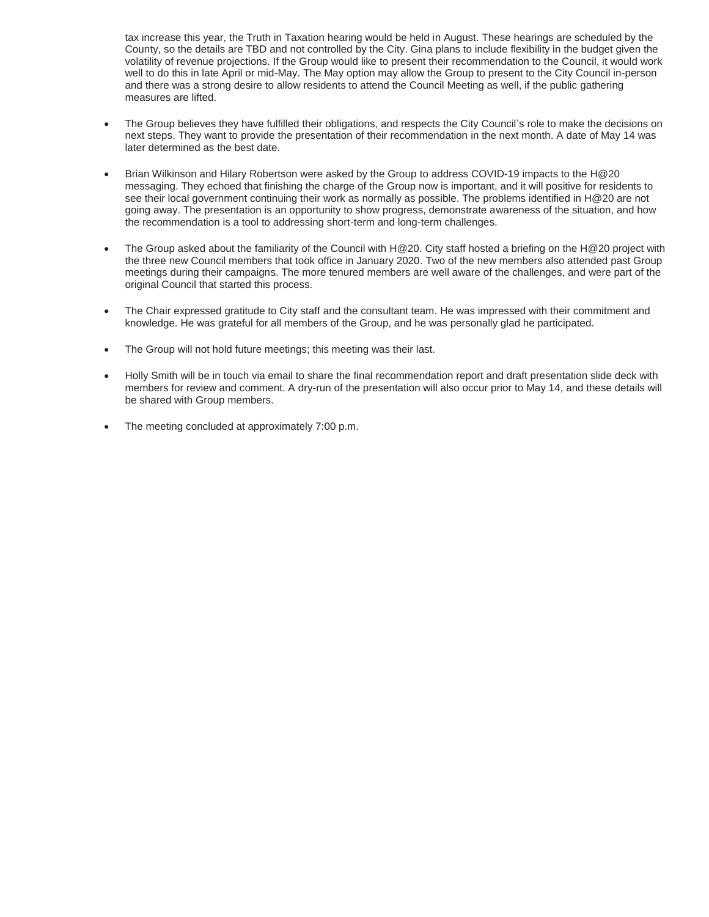tax increase this year, the Truth in Taxation hearing would be held in August. These hearings are scheduled by the County, so the details are TBD and not controlled by the City. Gina plans to include flexibility in the budget given the volatility of revenue projections. If the Group would like to present their recommendation to the Council, it would work well to do this in late April or mid-May. The May option may allow the Group to present to the City Council in-person and there was a strong desire to allow residents to attend the Council Meeting as well, if the public gathering measures are lifted.

- The Group believes they have fulfilled their obligations, and respects the City Council's role to make the decisions on next steps. They want to provide the presentation of their recommendation in the next month. A date of May 14 was later determined as the best date.

- Brian Wilkinson and Hilary Robertson were asked by the Group to address COVID-19 impacts to the H@20 messaging. They echoed that finishing the charge of the Group now is important, and it will positive for residents to see their local government continuing their work as normally as possible. The problems identified in H@20 are not going away. The presentation is an opportunity to show progress, demonstrate awareness of the situation, and how the recommendation is a tool to addressing short-term and long-term challenges.

- The Group asked about the familiarity of the Council with H@20. City staff hosted a briefing on the H@20 project with the three new Council members that took office in January 2020. Two of the new members also attended past Group meetings during their campaigns. The more tenured members are well aware of the challenges, and were part of the original Council that started this process.

- The Chair expressed gratitude to City staff and the consultant team. He was impressed with their commitment and knowledge. He was grateful for all members of the Group, and he was personally glad he participated.

- The Group will not hold future meetings; this meeting was their last.

- Holly Smith will be in touch via email to share the final recommendation report and draft presentation slide deck with members for review and comment. A dry-run of the presentation will also occur prior to May 14, and these details will be shared with Group members.

- The meeting concluded at approximately 7:00 p.m.